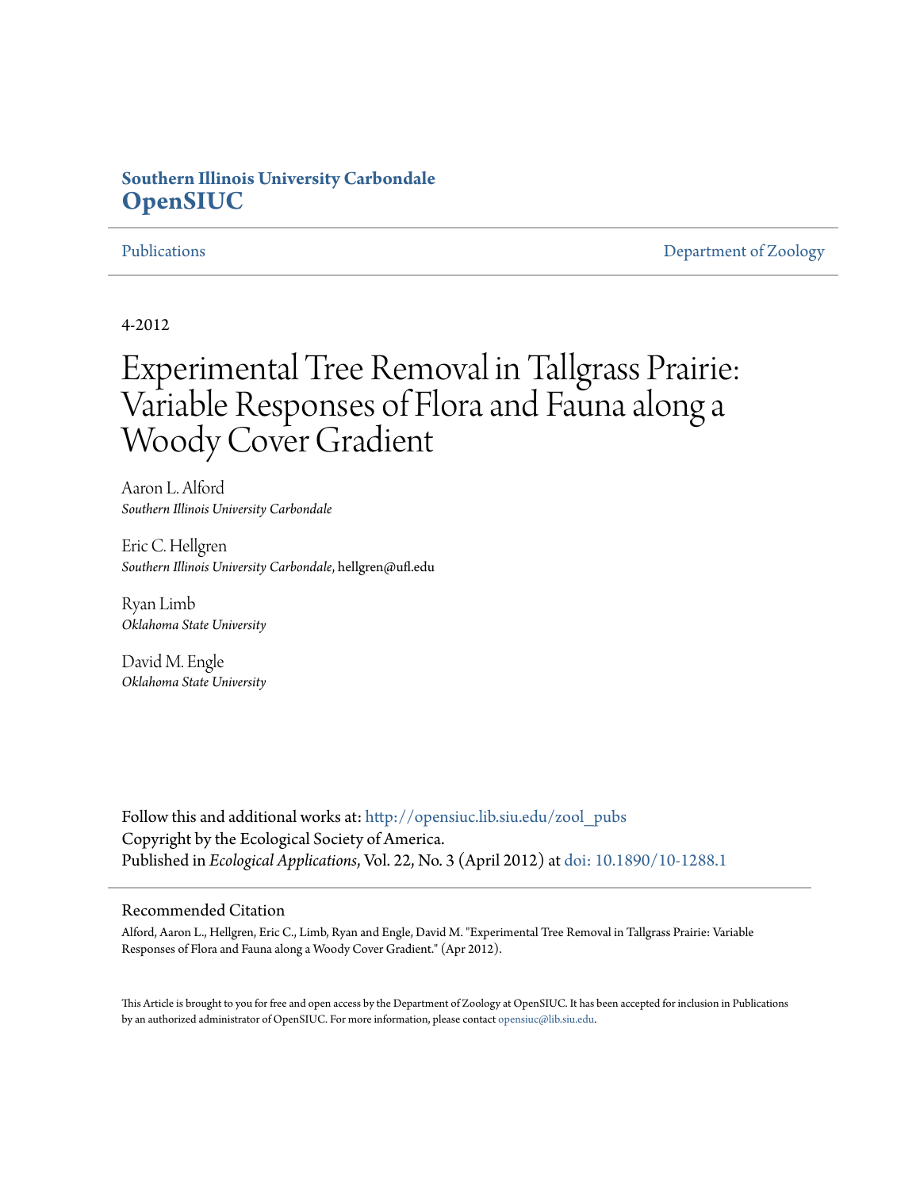**Southern Illinois University Carbondale**
**OpenSIUC**

Publications | Department of Zoology

4-2012

# Experimental Tree Removal in Tallgrass Prairie: Variable Responses of Flora and Fauna along a Woody Cover Gradient

Aaron L. Alford
*Southern Illinois University Carbondale*

Eric C. Hellgren
*Southern Illinois University Carbondale*, hellgren@ufl.edu

Ryan Limb
*Oklahoma State University*

David M. Engle
*Oklahoma State University*

Follow this and additional works at: http://opensiuc.lib.siu.edu/zool_pubs
Copyright by the Ecological Society of America.
Published in *Ecological Applications*, Vol. 22, No. 3 (April 2012) at doi: 10.1890/10-1288.1

## Recommended Citation

Alford, Aaron L., Hellgren, Eric C., Limb, Ryan and Engle, David M. "Experimental Tree Removal in Tallgrass Prairie: Variable Responses of Flora and Fauna along a Woody Cover Gradient." (Apr 2012).

This Article is brought to you for free and open access by the Department of Zoology at OpenSIUC. It has been accepted for inclusion in Publications by an authorized administrator of OpenSIUC. For more information, please contact opensiuc@lib.siu.edu.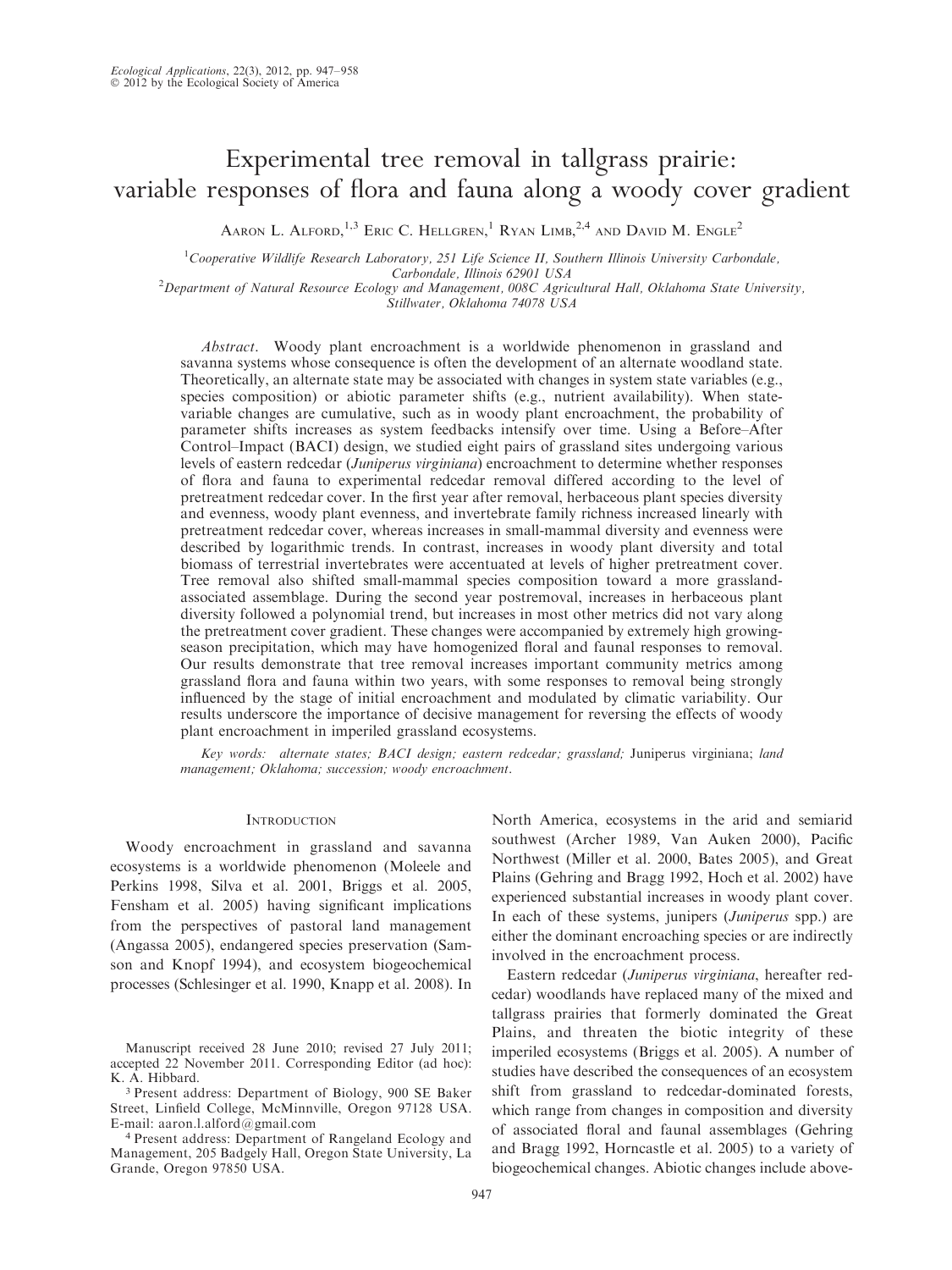# Experimental tree removal in tallgrass prairie: variable responses of flora and fauna along a woody cover gradient

Aaron L. Alford,[1,3] Eric C. Hellgren,[1] Ryan Limb,[2,4] and David M. Engle[2]

[1]Cooperative Wildlife Research Laboratory, 251 Life Science II, Southern Illinois University Carbondale, Carbondale, Illinois 62901 USA

[2]Department of Natural Resource Ecology and Management, 008C Agricultural Hall, Oklahoma State University, Stillwater, Oklahoma 74078 USA

*Abstract*. Woody plant encroachment is a worldwide phenomenon in grassland and savanna systems whose consequence is often the development of an alternate woodland state. Theoretically, an alternate state may be associated with changes in system state variables (e.g., species composition) or abiotic parameter shifts (e.g., nutrient availability). When state-variable changes are cumulative, such as in woody plant encroachment, the probability of parameter shifts increases as system feedbacks intensify over time. Using a Before–After Control–Impact (BACI) design, we studied eight pairs of grassland sites undergoing various levels of eastern redcedar (*Juniperus virginiana*) encroachment to determine whether responses of flora and fauna to experimental redcedar removal differed according to the level of pretreatment redcedar cover. In the first year after removal, herbaceous plant species diversity and evenness, woody plant evenness, and invertebrate family richness increased linearly with pretreatment redcedar cover, whereas increases in small-mammal diversity and evenness were described by logarithmic trends. In contrast, increases in woody plant diversity and total biomass of terrestrial invertebrates were accentuated at levels of higher pretreatment cover. Tree removal also shifted small-mammal species composition toward a more grassland-associated assemblage. During the second year postremoval, increases in herbaceous plant diversity followed a polynomial trend, but increases in most other metrics did not vary along the pretreatment cover gradient. These changes were accompanied by extremely high growing-season precipitation, which may have homogenized floral and faunal responses to removal. Our results demonstrate that tree removal increases important community metrics among grassland flora and fauna within two years, with some responses to removal being strongly influenced by the stage of initial encroachment and modulated by climatic variability. Our results underscore the importance of decisive management for reversing the effects of woody plant encroachment in imperiled grassland ecosystems.

*Key words:* *alternate states; BACI design; eastern redcedar; grassland;* Juniperus virginiana; *land management; Oklahoma; succession; woody encroachment.*

## Introduction

Woody encroachment in grassland and savanna ecosystems is a worldwide phenomenon (Moleele and Perkins 1998, Silva et al. 2001, Briggs et al. 2005, Fensham et al. 2005) having significant implications from the perspectives of pastoral land management (Angassa 2005), endangered species preservation (Samson and Knopf 1994), and ecosystem biogeochemical processes (Schlesinger et al. 1990, Knapp et al. 2008). In North America, ecosystems in the arid and semiarid southwest (Archer 1989, Van Auken 2000), Pacific Northwest (Miller et al. 2000, Bates 2005), and Great Plains (Gehring and Bragg 1992, Hoch et al. 2002) have experienced substantial increases in woody plant cover. In each of these systems, junipers (*Juniperus* spp.) are either the dominant encroaching species or are indirectly involved in the encroachment process.

Eastern redcedar (*Juniperus virginiana*, hereafter redcedar) woodlands have replaced many of the mixed and tallgrass prairies that formerly dominated the Great Plains, and threaten the biotic integrity of these imperiled ecosystems (Briggs et al. 2005). A number of studies have described the consequences of an ecosystem shift from grassland to redcedar-dominated forests, which range from changes in composition and diversity of associated floral and faunal assemblages (Gehring and Bragg 1992, Horncastle et al. 2005) to a variety of biogeochemical changes. Abiotic changes include above-

Manuscript received 28 June 2010; revised 27 July 2011; accepted 22 November 2011. Corresponding Editor (ad hoc): K. A. Hibbard.

[3] Present address: Department of Biology, 900 SE Baker Street, Linfield College, McMinnville, Oregon 97128 USA. E-mail: aaron.l.alford@gmail.com

[4] Present address: Department of Rangeland Ecology and Management, 205 Badgely Hall, Oregon State University, La Grande, Oregon 97850 USA.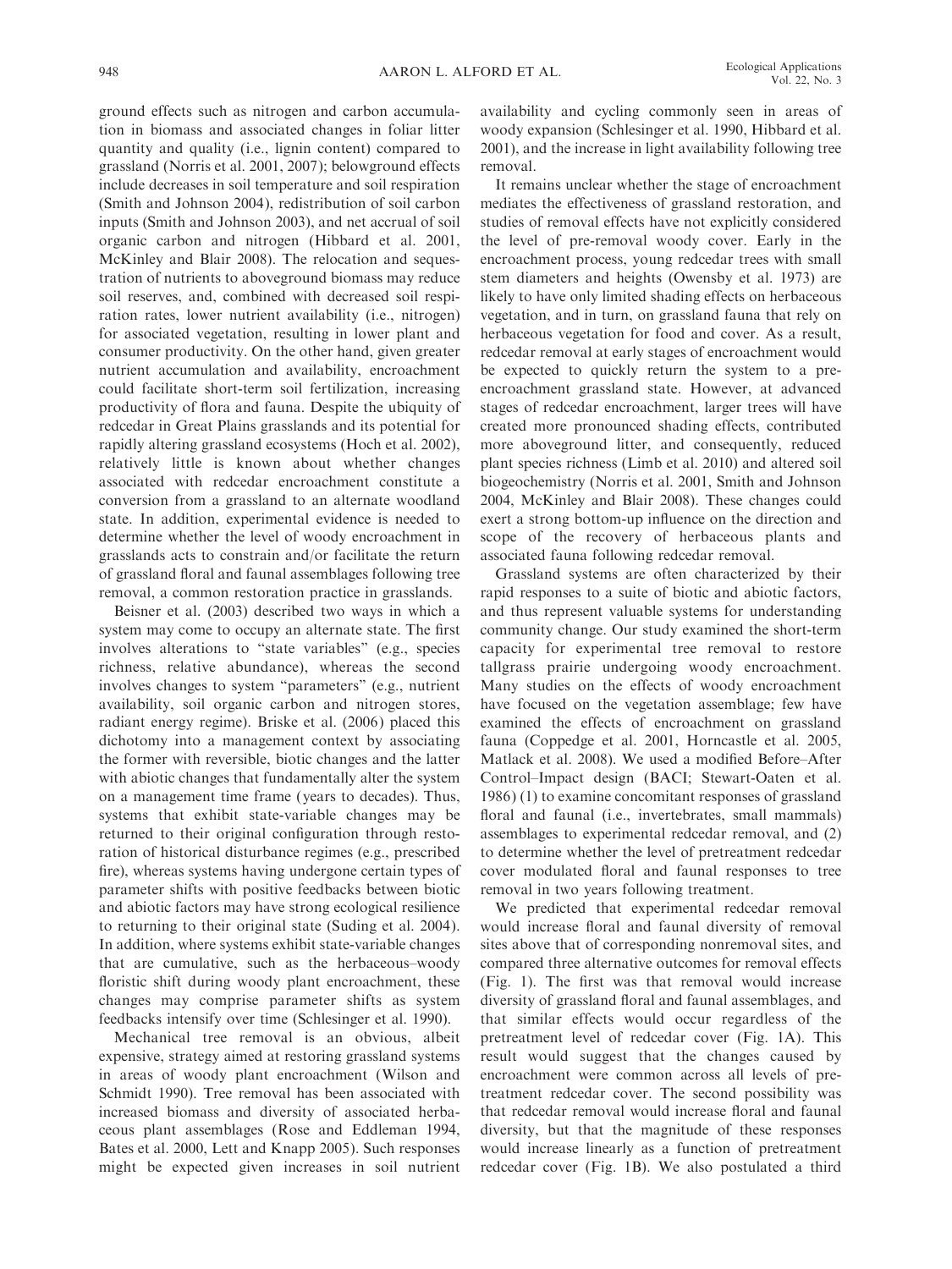ground effects such as nitrogen and carbon accumulation in biomass and associated changes in foliar litter quantity and quality (i.e., lignin content) compared to grassland (Norris et al. 2001, 2007); belowground effects include decreases in soil temperature and soil respiration (Smith and Johnson 2004), redistribution of soil carbon inputs (Smith and Johnson 2003), and net accrual of soil organic carbon and nitrogen (Hibbard et al. 2001, McKinley and Blair 2008). The relocation and sequestration of nutrients to aboveground biomass may reduce soil reserves, and, combined with decreased soil respiration rates, lower nutrient availability (i.e., nitrogen) for associated vegetation, resulting in lower plant and consumer productivity. On the other hand, given greater nutrient accumulation and availability, encroachment could facilitate short-term soil fertilization, increasing productivity of flora and fauna. Despite the ubiquity of redcedar in Great Plains grasslands and its potential for rapidly altering grassland ecosystems (Hoch et al. 2002), relatively little is known about whether changes associated with redcedar encroachment constitute a conversion from a grassland to an alternate woodland state. In addition, experimental evidence is needed to determine whether the level of woody encroachment in grasslands acts to constrain and/or facilitate the return of grassland floral and faunal assemblages following tree removal, a common restoration practice in grasslands.

Beisner et al. (2003) described two ways in which a system may come to occupy an alternate state. The first involves alterations to "state variables" (e.g., species richness, relative abundance), whereas the second involves changes to system "parameters" (e.g., nutrient availability, soil organic carbon and nitrogen stores, radiant energy regime). Briske et al. (2006) placed this dichotomy into a management context by associating the former with reversible, biotic changes and the latter with abiotic changes that fundamentally alter the system on a management time frame (years to decades). Thus, systems that exhibit state-variable changes may be returned to their original configuration through restoration of historical disturbance regimes (e.g., prescribed fire), whereas systems having undergone certain types of parameter shifts with positive feedbacks between biotic and abiotic factors may have strong ecological resilience to returning to their original state (Suding et al. 2004). In addition, where systems exhibit state-variable changes that are cumulative, such as the herbaceous–woody floristic shift during woody plant encroachment, these changes may comprise parameter shifts as system feedbacks intensify over time (Schlesinger et al. 1990).

Mechanical tree removal is an obvious, albeit expensive, strategy aimed at restoring grassland systems in areas of woody plant encroachment (Wilson and Schmidt 1990). Tree removal has been associated with increased biomass and diversity of associated herbaceous plant assemblages (Rose and Eddleman 1994, Bates et al. 2000, Lett and Knapp 2005). Such responses might be expected given increases in soil nutrient availability and cycling commonly seen in areas of woody expansion (Schlesinger et al. 1990, Hibbard et al. 2001), and the increase in light availability following tree removal.

It remains unclear whether the stage of encroachment mediates the effectiveness of grassland restoration, and studies of removal effects have not explicitly considered the level of pre-removal woody cover. Early in the encroachment process, young redcedar trees with small stem diameters and heights (Owensby et al. 1973) are likely to have only limited shading effects on herbaceous vegetation, and in turn, on grassland fauna that rely on herbaceous vegetation for food and cover. As a result, redcedar removal at early stages of encroachment would be expected to quickly return the system to a pre-encroachment grassland state. However, at advanced stages of redcedar encroachment, larger trees will have created more pronounced shading effects, contributed more aboveground litter, and consequently, reduced plant species richness (Limb et al. 2010) and altered soil biogeochemistry (Norris et al. 2001, Smith and Johnson 2004, McKinley and Blair 2008). These changes could exert a strong bottom-up influence on the direction and scope of the recovery of herbaceous plants and associated fauna following redcedar removal.

Grassland systems are often characterized by their rapid responses to a suite of biotic and abiotic factors, and thus represent valuable systems for understanding community change. Our study examined the short-term capacity for experimental tree removal to restore tallgrass prairie undergoing woody encroachment. Many studies on the effects of woody encroachment have focused on the vegetation assemblage; few have examined the effects of encroachment on grassland fauna (Coppedge et al. 2001, Horncastle et al. 2005, Matlack et al. 2008). We used a modified Before–After Control–Impact design (BACI; Stewart-Oaten et al. 1986) (1) to examine concomitant responses of grassland floral and faunal (i.e., invertebrates, small mammals) assemblages to experimental redcedar removal, and (2) to determine whether the level of pretreatment redcedar cover modulated floral and faunal responses to tree removal in two years following treatment.

We predicted that experimental redcedar removal would increase floral and faunal diversity of removal sites above that of corresponding nonremoval sites, and compared three alternative outcomes for removal effects (Fig. 1). The first was that removal would increase diversity of grassland floral and faunal assemblages, and that similar effects would occur regardless of the pretreatment level of redcedar cover (Fig. 1A). This result would suggest that the changes caused by encroachment were common across all levels of pretreatment redcedar cover. The second possibility was that redcedar removal would increase floral and faunal diversity, but that the magnitude of these responses would increase linearly as a function of pretreatment redcedar cover (Fig. 1B). We also postulated a third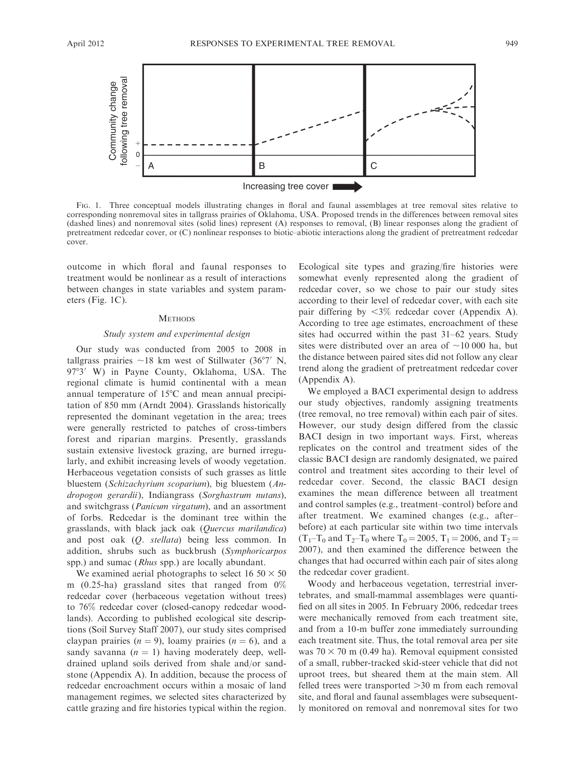FIG. 1. Three conceptual models illustrating changes in floral and faunal assemblages at tree removal sites relative to corresponding nonremoval sites in tallgrass prairies of Oklahoma, USA. Proposed trends in the differences between removal sites (dashed lines) and nonremoval sites (solid lines) represent (A) responses to removal, (B) linear responses along the gradient of pretreatment redcedar cover, or (C) nonlinear responses to biotic–abiotic interactions along the gradient of pretreatment redcedar cover.

outcome in which floral and faunal responses to treatment would be nonlinear as a result of interactions between changes in state variables and system parameters (Fig. 1C).

## METHODS

### Study system and experimental design

Our study was conducted from 2005 to 2008 in tallgrass prairies ~18 km west of Stillwater (36°7′ N, 97°3′ W) in Payne County, Oklahoma, USA. The regional climate is humid continental with a mean annual temperature of 15°C and mean annual precipitation of 850 mm (Arndt 2004). Grasslands historically represented the dominant vegetation in the area; trees were generally restricted to patches of cross-timbers forest and riparian margins. Presently, grasslands sustain extensive livestock grazing, are burned irregularly, and exhibit increasing levels of woody vegetation. Herbaceous vegetation consists of such grasses as little bluestem (*Schizachyrium scoparium*), big bluestem (*Andropogon gerardii*), Indiangrass (*Sorghastrum nutans*), and switchgrass (*Panicum virgatum*), and an assortment of forbs. Redcedar is the dominant tree within the grasslands, with black jack oak (*Quercus marilandica*) and post oak (*Q. stellata*) being less common. In addition, shrubs such as buckbrush (*Symphoricarpos* spp.) and sumac (*Rhus* spp.) are locally abundant.

We examined aerial photographs to select 16 50 × 50 m (0.25-ha) grassland sites that ranged from 0% redcedar cover (herbaceous vegetation without trees) to 76% redcedar cover (closed-canopy redcedar woodlands). According to published ecological site descriptions (Soil Survey Staff 2007), our study sites comprised claypan prairies ($n = 9$), loamy prairies ($n = 6$), and a sandy savanna ($n = 1$) having moderately deep, well-drained upland soils derived from shale and/or sandstone (Appendix A). In addition, because the process of redcedar encroachment occurs within a mosaic of land management regimes, we selected sites characterized by cattle grazing and fire histories typical within the region. Ecological site types and grazing/fire histories were somewhat evenly represented along the gradient of redcedar cover, so we chose to pair our study sites according to their level of redcedar cover, with each site pair differing by <3% redcedar cover (Appendix A). According to tree age estimates, encroachment of these sites had occurred within the past 31–62 years. Study sites were distributed over an area of ~10 000 ha, but the distance between paired sites did not follow any clear trend along the gradient of pretreatment redcedar cover (Appendix A).

We employed a BACI experimental design to address our study objectives, randomly assigning treatments (tree removal, no tree removal) within each pair of sites. However, our study design differed from the classic BACI design in two important ways. First, whereas replicates on the control and treatment sides of the classic BACI design are randomly designated, we paired control and treatment sites according to their level of redcedar cover. Second, the classic BACI design examines the mean difference between all treatment and control samples (e.g., treatment–control) before and after treatment. We examined changes (e.g., after–before) at each particular site within two time intervals ($T_1$–$T_0$ and $T_2$–$T_0$ where $T_0 = 2005$, $T_1 = 2006$, and $T_2 = 2007$), and then examined the difference between the changes that had occurred within each pair of sites along the redcedar cover gradient.

Woody and herbaceous vegetation, terrestrial invertebrates, and small-mammal assemblages were quantified on all sites in 2005. In February 2006, redcedar trees were mechanically removed from each treatment site, and from a 10-m buffer zone immediately surrounding each treatment site. Thus, the total removal area per site was 70 × 70 m (0.49 ha). Removal equipment consisted of a small, rubber-tracked skid-steer vehicle that did not uproot trees, but sheared them at the main stem. All felled trees were transported >30 m from each removal site, and floral and faunal assemblages were subsequently monitored on removal and nonremoval sites for two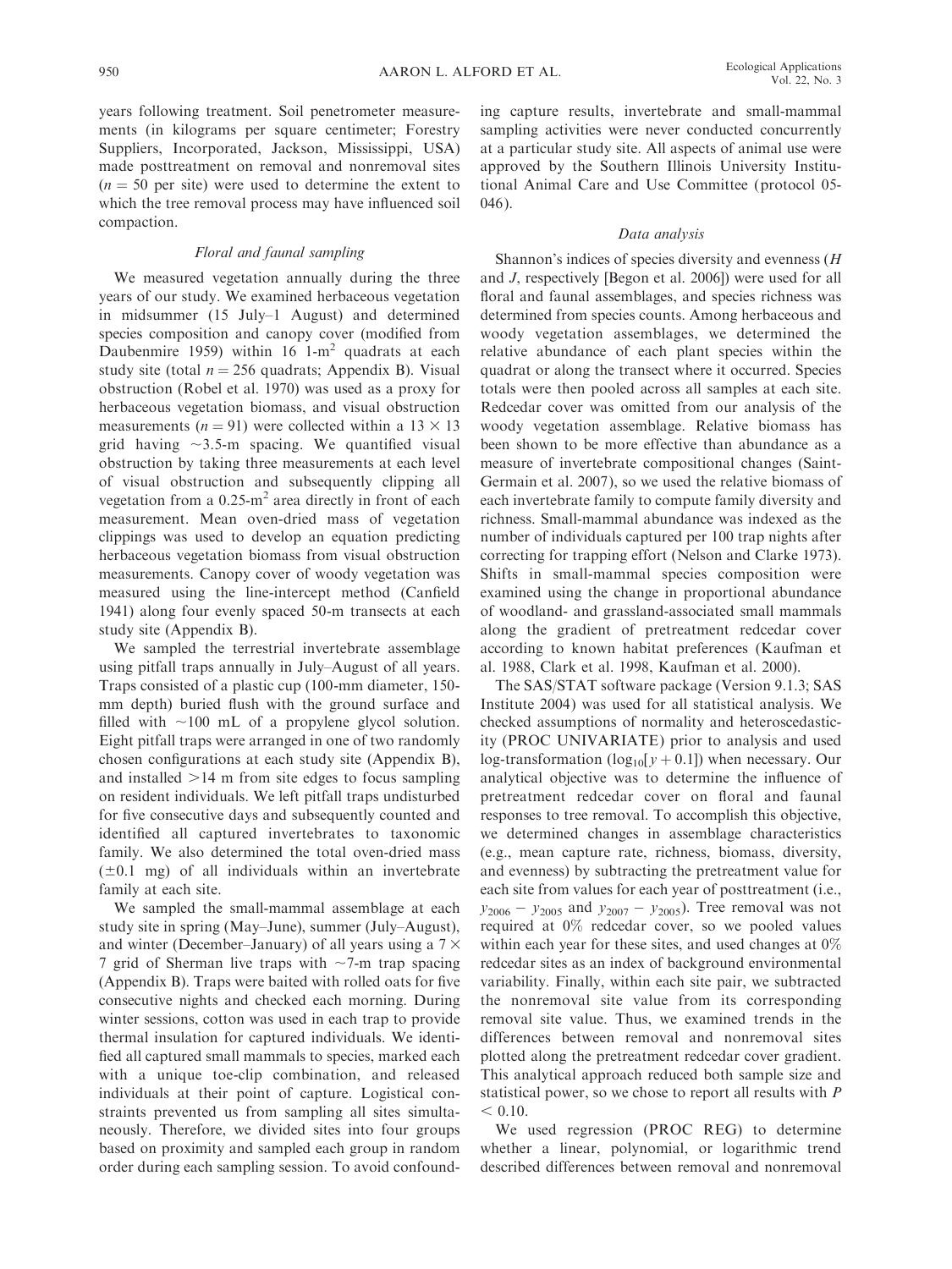years following treatment. Soil penetrometer measurements (in kilograms per square centimeter; Forestry Suppliers, Incorporated, Jackson, Mississippi, USA) made posttreatment on removal and nonremoval sites ($n = 50$ per site) were used to determine the extent to which the tree removal process may have influenced soil compaction.

### *Floral and faunal sampling*

We measured vegetation annually during the three years of our study. We examined herbaceous vegetation in midsummer (15 July–1 August) and determined species composition and canopy cover (modified from Daubenmire 1959) within 16 1-m$^2$ quadrats at each study site (total $n = 256$ quadrats; Appendix B). Visual obstruction (Robel et al. 1970) was used as a proxy for herbaceous vegetation biomass, and visual obstruction measurements ($n = 91$) were collected within a $13 \times 13$ grid having ~3.5-m spacing. We quantified visual obstruction by taking three measurements at each level of visual obstruction and subsequently clipping all vegetation from a 0.25-m$^2$ area directly in front of each measurement. Mean oven-dried mass of vegetation clippings was used to develop an equation predicting herbaceous vegetation biomass from visual obstruction measurements. Canopy cover of woody vegetation was measured using the line-intercept method (Canfield 1941) along four evenly spaced 50-m transects at each study site (Appendix B).

We sampled the terrestrial invertebrate assemblage using pitfall traps annually in July–August of all years. Traps consisted of a plastic cup (100-mm diameter, 150-mm depth) buried flush with the ground surface and filled with ~100 mL of a propylene glycol solution. Eight pitfall traps were arranged in one of two randomly chosen configurations at each study site (Appendix B), and installed >14 m from site edges to focus sampling on resident individuals. We left pitfall traps undisturbed for five consecutive days and subsequently counted and identified all captured invertebrates to taxonomic family. We also determined the total oven-dried mass (±0.1 mg) of all individuals within an invertebrate family at each site.

We sampled the small-mammal assemblage at each study site in spring (May–June), summer (July–August), and winter (December–January) of all years using a $7 \times 7$ grid of Sherman live traps with ~7-m trap spacing (Appendix B). Traps were baited with rolled oats for five consecutive nights and checked each morning. During winter sessions, cotton was used in each trap to provide thermal insulation for captured individuals. We identified all captured small mammals to species, marked each with a unique toe-clip combination, and released individuals at their point of capture. Logistical constraints prevented us from sampling all sites simultaneously. Therefore, we divided sites into four groups based on proximity and sampled each group in random order during each sampling session. To avoid confounding capture results, invertebrate and small-mammal sampling activities were never conducted concurrently at a particular study site. All aspects of animal use were approved by the Southern Illinois University Institutional Animal Care and Use Committee (protocol 05-046).

### *Data analysis*

Shannon's indices of species diversity and evenness ($H$ and $J$, respectively [Begon et al. 2006]) were used for all floral and faunal assemblages, and species richness was determined from species counts. Among herbaceous and woody vegetation assemblages, we determined the relative abundance of each plant species within the quadrat or along the transect where it occurred. Species totals were then pooled across all samples at each site. Redcedar cover was omitted from our analysis of the woody vegetation assemblage. Relative biomass has been shown to be more effective than abundance as a measure of invertebrate compositional changes (Saint-Germain et al. 2007), so we used the relative biomass of each invertebrate family to compute family diversity and richness. Small-mammal abundance was indexed as the number of individuals captured per 100 trap nights after correcting for trapping effort (Nelson and Clarke 1973). Shifts in small-mammal species composition were examined using the change in proportional abundance of woodland- and grassland-associated small mammals along the gradient of pretreatment redcedar cover according to known habitat preferences (Kaufman et al. 1988, Clark et al. 1998, Kaufman et al. 2000).

The SAS/STAT software package (Version 9.1.3; SAS Institute 2004) was used for all statistical analysis. We checked assumptions of normality and heteroscedasticity (PROC UNIVARIATE) prior to analysis and used log-transformation ($\log_{10}[y + 0.1]$) when necessary. Our analytical objective was to determine the influence of pretreatment redcedar cover on floral and faunal responses to tree removal. To accomplish this objective, we determined changes in assemblage characteristics (e.g., mean capture rate, richness, biomass, diversity, and evenness) by subtracting the pretreatment value for each site from values for each year of posttreatment (i.e., $y_{2006} - y_{2005}$ and $y_{2007} - y_{2005}$). Tree removal was not required at 0% redcedar cover, so we pooled values within each year for these sites, and used changes at 0% redcedar sites as an index of background environmental variability. Finally, within each site pair, we subtracted the nonremoval site value from its corresponding removal site value. Thus, we examined trends in the differences between removal and nonremoval sites plotted along the pretreatment redcedar cover gradient. This analytical approach reduced both sample size and statistical power, so we chose to report all results with $P < 0.10$.

We used regression (PROC REG) to determine whether a linear, polynomial, or logarithmic trend described differences between removal and nonremoval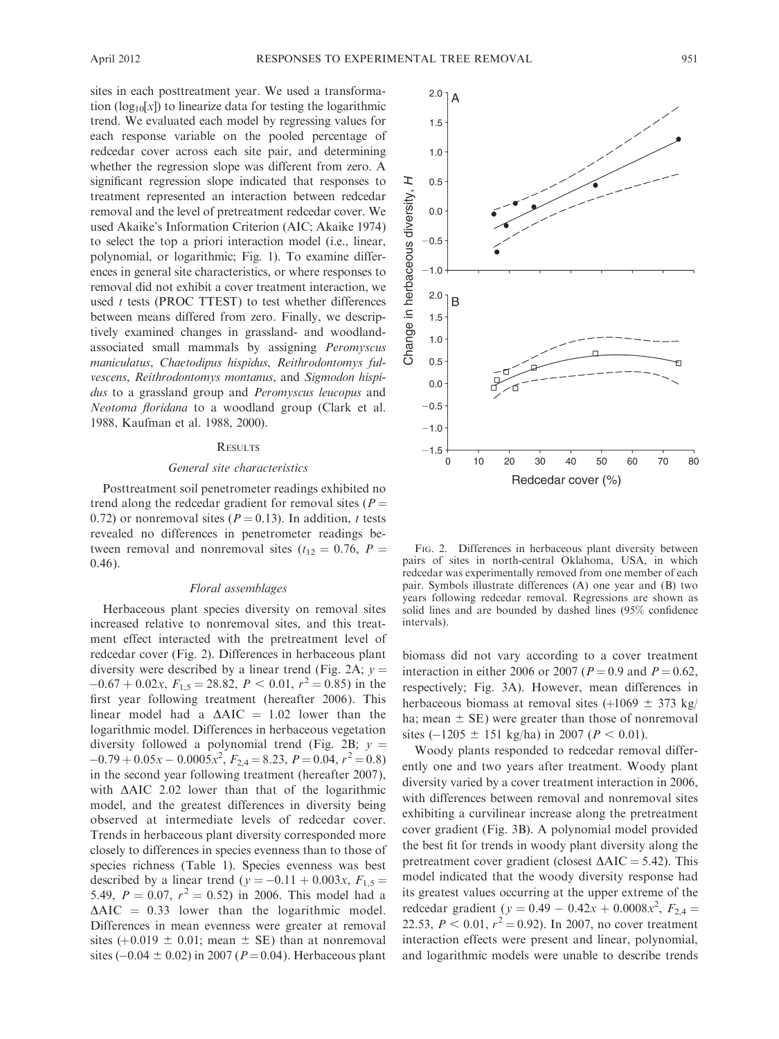sites in each posttreatment year. We used a transformation ($\log_{10}[x]$) to linearize data for testing the logarithmic trend. We evaluated each model by regressing values for each response variable on the pooled percentage of redcedar cover across each site pair, and determining whether the regression slope was different from zero. A significant regression slope indicated that responses to treatment represented an interaction between redcedar removal and the level of pretreatment redcedar cover. We used Akaike's Information Criterion (AIC; Akaike 1974) to select the top a priori interaction model (i.e., linear, polynomial, or logarithmic; Fig. 1). To examine differences in general site characteristics, or where responses to removal did not exhibit a cover treatment interaction, we used $t$ tests (PROC TTEST) to test whether differences between means differed from zero. Finally, we descriptively examined changes in grassland- and woodland-associated small mammals by assigning *Peromyscus maniculatus*, *Chaetodipus hispidus*, *Reithrodontomys fulvescens*, *Reithrodontomys montanus*, and *Sigmodon hispidus* to a grassland group and *Peromyscus leucopus* and *Neotoma floridana* to a woodland group (Clark et al. 1988, Kaufman et al. 1988, 2000).

## Results

### General site characteristics

Posttreatment soil penetrometer readings exhibited no trend along the redcedar gradient for removal sites ($P = 0.72$) or nonremoval sites ($P = 0.13$). In addition, $t$ tests revealed no differences in penetrometer readings between removal and nonremoval sites ($t_{12} = 0.76$, $P = 0.46$).

### Floral assemblages

Herbaceous plant species diversity on removal sites increased relative to nonremoval sites, and this treatment effect interacted with the pretreatment level of redcedar cover (Fig. 2). Differences in herbaceous plant diversity were described by a linear trend (Fig. 2A; $y = -0.67 + 0.02x$, $F_{1,5} = 28.82$, $P < 0.01$, $r^2 = 0.85$) in the first year following treatment (hereafter 2006). This linear model had a $\Delta$AIC = 1.02 lower than the logarithmic model. Differences in herbaceous vegetation diversity followed a polynomial trend (Fig. 2B; $y = -0.79 + 0.05x - 0.0005x^2$, $F_{2,4} = 8.23$, $P = 0.04$, $r^2 = 0.8$) in the second year following treatment (hereafter 2007), with $\Delta$AIC 2.02 lower than that of the logarithmic model, and the greatest differences in diversity being observed at intermediate levels of redcedar cover. Trends in herbaceous plant diversity corresponded more closely to differences in species evenness than to those of species richness (Table 1). Species evenness was best described by a linear trend ($y = -0.11 + 0.003x$, $F_{1,5} = 5.49$, $P = 0.07$, $r^2 = 0.52$) in 2006. This model had a $\Delta$AIC = 0.33 lower than the logarithmic model. Differences in mean evenness were greater at removal sites ($+0.019 \pm 0.01$; mean $\pm$ SE) than at nonremoval sites ($-0.04 \pm 0.02$) in 2007 ($P = 0.04$). Herbaceous plant biomass did not vary according to a cover treatment interaction in either 2006 or 2007 ($P = 0.9$ and $P = 0.62$, respectively; Fig. 3A). However, mean differences in herbaceous biomass at removal sites ($+1069 \pm 373$ kg/ha; mean $\pm$ SE) were greater than those of nonremoval sites ($-1205 \pm 151$ kg/ha) in 2007 ($P < 0.01$).

Fig. 2. Differences in herbaceous plant diversity between pairs of sites in north-central Oklahoma, USA, in which redcedar was experimentally removed from one member of each pair. Symbols illustrate differences (A) one year and (B) two years following redcedar removal. Regressions are shown as solid lines and are bounded by dashed lines (95% confidence intervals).

Woody plants responded to redcedar removal differently one and two years after treatment. Woody plant diversity varied by a cover treatment interaction in 2006, with differences between removal and nonremoval sites exhibiting a curvilinear increase along the pretreatment cover gradient (Fig. 3B). A polynomial model provided the best fit for trends in woody plant diversity along the pretreatment cover gradient (closest $\Delta$AIC = 5.42). This model indicated that the woody diversity response had its greatest values occurring at the upper extreme of the redcedar gradient ($y = 0.49 - 0.42x + 0.0008x^2$, $F_{2,4} = 22.53$, $P < 0.01$, $r^2 = 0.92$). In 2007, no cover treatment interaction effects were present and linear, polynomial, and logarithmic models were unable to describe trends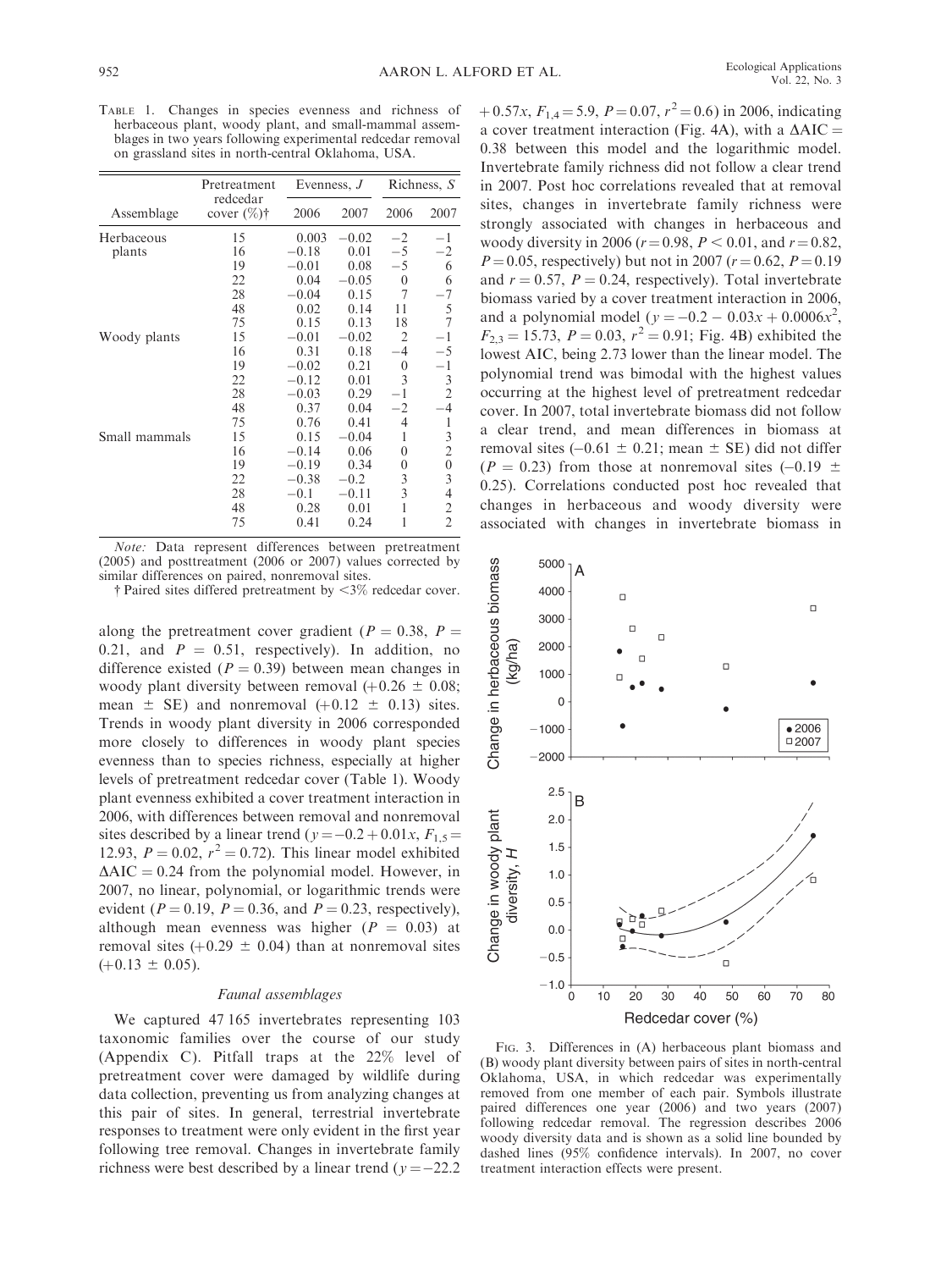Table 1. Changes in species evenness and richness of herbaceous plant, woody plant, and small-mammal assemblages in two years following experimental redcedar removal on grassland sites in north-central Oklahoma, USA.

| Assemblage | Pretreatment redcedar cover (%)† | Evenness, $J$ | | Richness, $S$ | |
|---|---|---|---|---|---|
| | | 2006 | 2007 | 2006 | 2007 |
| Herbaceous plants | 15 | 0.003 | −0.02 | −2 | −1 |
| | 16 | −0.18 | 0.01 | −5 | −2 |
| | 19 | −0.01 | 0.08 | −5 | 6 |
| | 22 | 0.04 | −0.05 | 0 | 6 |
| | 28 | −0.04 | 0.15 | 7 | −7 |
| | 48 | 0.02 | 0.14 | 11 | 5 |
| | 75 | 0.15 | 0.13 | 18 | 7 |
| Woody plants | 15 | −0.01 | −0.02 | 2 | −1 |
| | 16 | 0.31 | 0.18 | −4 | −5 |
| | 19 | −0.02 | 0.21 | 0 | −1 |
| | 22 | −0.12 | 0.01 | 3 | 3 |
| | 28 | −0.03 | 0.29 | −1 | 2 |
| | 48 | 0.37 | 0.04 | −2 | −4 |
| | 75 | 0.76 | 0.41 | 4 | 1 |
| Small mammals | 15 | 0.15 | −0.04 | 1 | 3 |
| | 16 | −0.14 | 0.06 | 0 | 2 |
| | 19 | −0.19 | 0.34 | 0 | 0 |
| | 22 | −0.38 | −0.2 | 3 | 3 |
| | 28 | −0.1 | −0.11 | 3 | 4 |
| | 48 | 0.28 | 0.01 | 1 | 2 |
| | 75 | 0.41 | 0.24 | 1 | 2 |

*Note:* Data represent differences between pretreatment (2005) and posttreatment (2006 or 2007) values corrected by similar differences on paired, nonremoval sites.

† Paired sites differed pretreatment by <3% redcedar cover.

along the pretreatment cover gradient ($P = 0.38$, $P = 0.21$, and $P = 0.51$, respectively). In addition, no difference existed ($P = 0.39$) between mean changes in woody plant diversity between removal (+0.26 ± 0.08; mean ± SE) and nonremoval (+0.12 ± 0.13) sites. Trends in woody plant diversity in 2006 corresponded more closely to differences in woody plant species evenness than to species richness, especially at higher levels of pretreatment redcedar cover (Table 1). Woody plant evenness exhibited a cover treatment interaction in 2006, with differences between removal and nonremoval sites described by a linear trend ($y = -0.2 + 0.01x$, $F_{1,5} = 12.93$, $P = 0.02$, $r^2 = 0.72$). This linear model exhibited $\Delta\text{AIC} = 0.24$ from the polynomial model. However, in 2007, no linear, polynomial, or logarithmic trends were evident ($P = 0.19$, $P = 0.36$, and $P = 0.23$, respectively), although mean evenness was higher ($P = 0.03$) at removal sites (+0.29 ± 0.04) than at nonremoval sites (+0.13 ± 0.05).

### Faunal assemblages

We captured 47 165 invertebrates representing 103 taxonomic families over the course of our study (Appendix C). Pitfall traps at the 22% level of pretreatment cover were damaged by wildlife during data collection, preventing us from analyzing changes at this pair of sites. In general, terrestrial invertebrate responses to treatment were only evident in the first year following tree removal. Changes in invertebrate family richness were best described by a linear trend ($y = -22.2 + 0.57x$, $F_{1,4} = 5.9$, $P = 0.07$, $r^2 = 0.6$) in 2006, indicating a cover treatment interaction (Fig. 4A), with a $\Delta\text{AIC} = 0.38$ between this model and the logarithmic model. Invertebrate family richness did not follow a clear trend in 2007. Post hoc correlations revealed that at removal sites, changes in invertebrate family richness were strongly associated with changes in herbaceous and woody diversity in 2006 ($r = 0.98$, $P < 0.01$, and $r = 0.82$, $P = 0.05$, respectively) but not in 2007 ($r = 0.62$, $P = 0.19$ and $r = 0.57$, $P = 0.24$, respectively). Total invertebrate biomass varied by a cover treatment interaction in 2006, and a polynomial model ($y = -0.2 - 0.03x + 0.0006x^2$, $F_{2,3} = 15.73$, $P = 0.03$, $r^2 = 0.91$; Fig. 4B) exhibited the lowest AIC, being 2.73 lower than the linear model. The polynomial trend was bimodal with the highest values occurring at the highest level of pretreatment redcedar cover. In 2007, total invertebrate biomass did not follow a clear trend, and mean differences in biomass at removal sites (−0.61 ± 0.21; mean ± SE) did not differ ($P = 0.23$) from those at nonremoval sites (−0.19 ± 0.25). Correlations conducted post hoc revealed that changes in herbaceous and woody diversity were associated with changes in invertebrate biomass in

Fig. 3. Differences in (A) herbaceous plant biomass and (B) woody plant diversity between pairs of sites in north-central Oklahoma, USA, in which redcedar was experimentally removed from one member of each pair. Symbols illustrate paired differences one year (2006) and two years (2007) following redcedar removal. The regression describes 2006 woody diversity data and is shown as a solid line bounded by dashed lines (95% confidence intervals). In 2007, no cover treatment interaction effects were present.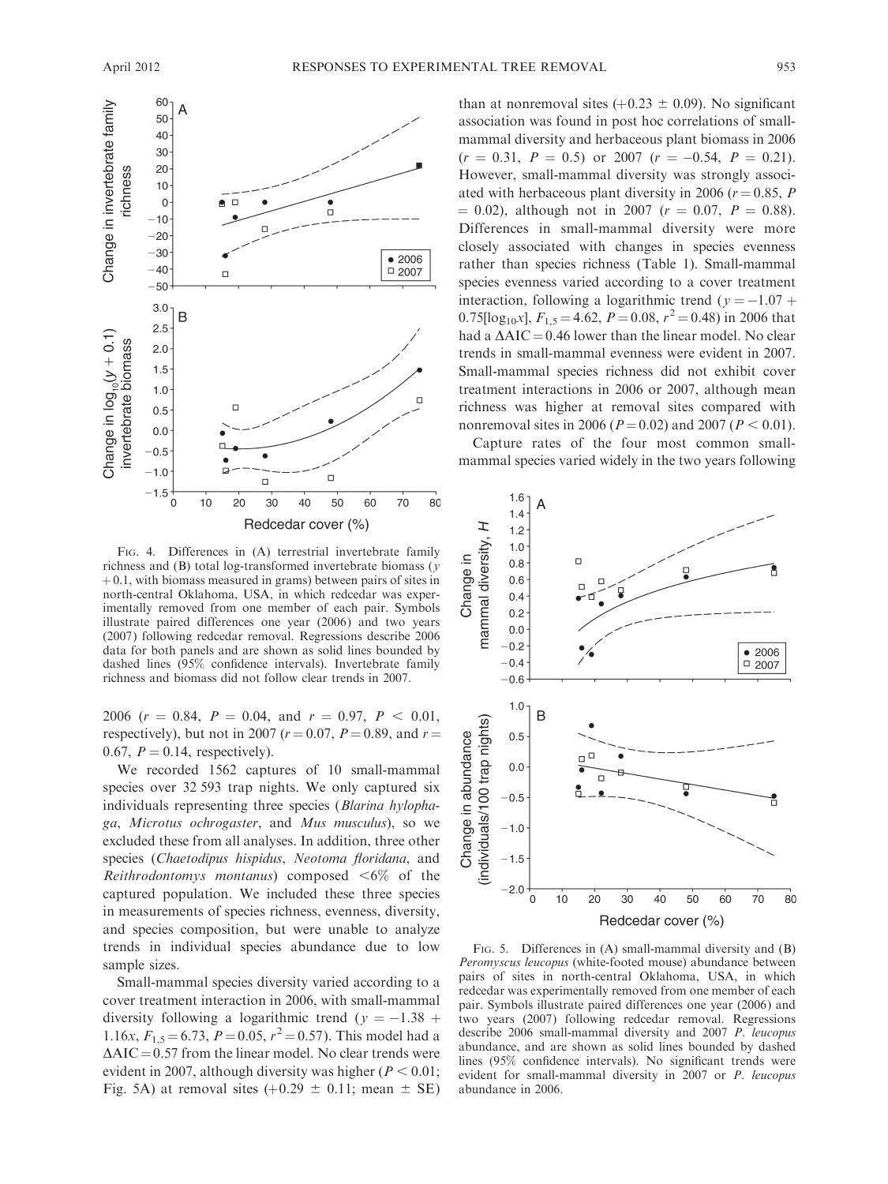FIG. 4. Differences in (A) terrestrial invertebrate family richness and (B) total log-transformed invertebrate biomass ($y + 0.1$, with biomass measured in grams) between pairs of sites in north-central Oklahoma, USA, in which redcedar was experimentally removed from one member of each pair. Symbols illustrate paired differences one year (2006) and two years (2007) following redcedar removal. Regressions describe 2006 data for both panels and are shown as solid lines bounded by dashed lines (95% confidence intervals). Invertebrate family richness and biomass did not follow clear trends in 2007.

2006 ($r = 0.84$, $P = 0.04$, and $r = 0.97$, $P < 0.01$, respectively), but not in 2007 ($r = 0.07$, $P = 0.89$, and $r = 0.67$, $P = 0.14$, respectively).

We recorded 1562 captures of 10 small-mammal species over 32 593 trap nights. We only captured six individuals representing three species (*Blarina hylophaga*, *Microtus ochrogaster*, and *Mus musculus*), so we excluded these from all analyses. In addition, three other species (*Chaetodipus hispidus*, *Neotoma floridana*, and *Reithrodontomys montanus*) composed <6% of the captured population. We included these three species in measurements of species richness, evenness, diversity, and species composition, but were unable to analyze trends in individual species abundance due to low sample sizes.

Small-mammal species diversity varied according to a cover treatment interaction in 2006, with small-mammal diversity following a logarithmic trend ($y = -1.38 + 1.16x$, $F_{1,5} = 6.73$, $P = 0.05$, $r^2 = 0.57$). This model had a $\Delta AIC = 0.57$ from the linear model. No clear trends were evident in 2007, although diversity was higher ($P < 0.01$; Fig. 5A) at removal sites ($+0.29 \pm 0.11$; mean $\pm$ SE) than at nonremoval sites ($+0.23 \pm 0.09$). No significant association was found in post hoc correlations of small-mammal diversity and herbaceous plant biomass in 2006 ($r = 0.31$, $P = 0.5$) or 2007 ($r = -0.54$, $P = 0.21$). However, small-mammal diversity was strongly associated with herbaceous plant diversity in 2006 ($r = 0.85$, $P = 0.02$), although not in 2007 ($r = 0.07$, $P = 0.88$). Differences in small-mammal diversity were more closely associated with changes in species evenness rather than species richness (Table 1). Small-mammal species evenness varied according to a cover treatment interaction, following a logarithmic trend ($y = -1.07 + 0.75[\log_{10}x]$, $F_{1,5} = 4.62$, $P = 0.08$, $r^2 = 0.48$) in 2006 that had a $\Delta AIC = 0.46$ lower than the linear model. No clear trends in small-mammal evenness were evident in 2007. Small-mammal species richness did not exhibit cover treatment interactions in 2006 or 2007, although mean richness was higher at removal sites compared with nonremoval sites in 2006 ($P = 0.02$) and 2007 ($P < 0.01$).

Capture rates of the four most common small-mammal species varied widely in the two years following

FIG. 5. Differences in (A) small-mammal diversity and (B) *Peromyscus leucopus* (white-footed mouse) abundance between pairs of sites in north-central Oklahoma, USA, in which redcedar was experimentally removed from one member of each pair. Symbols illustrate paired differences one year (2006) and two years (2007) following redcedar removal. Regressions describe 2006 small-mammal diversity and 2007 *P. leucopus* abundance, and are shown as solid lines bounded by dashed lines (95% confidence intervals). No significant trends were evident for small-mammal diversity in 2007 or *P. leucopus* abundance in 2006.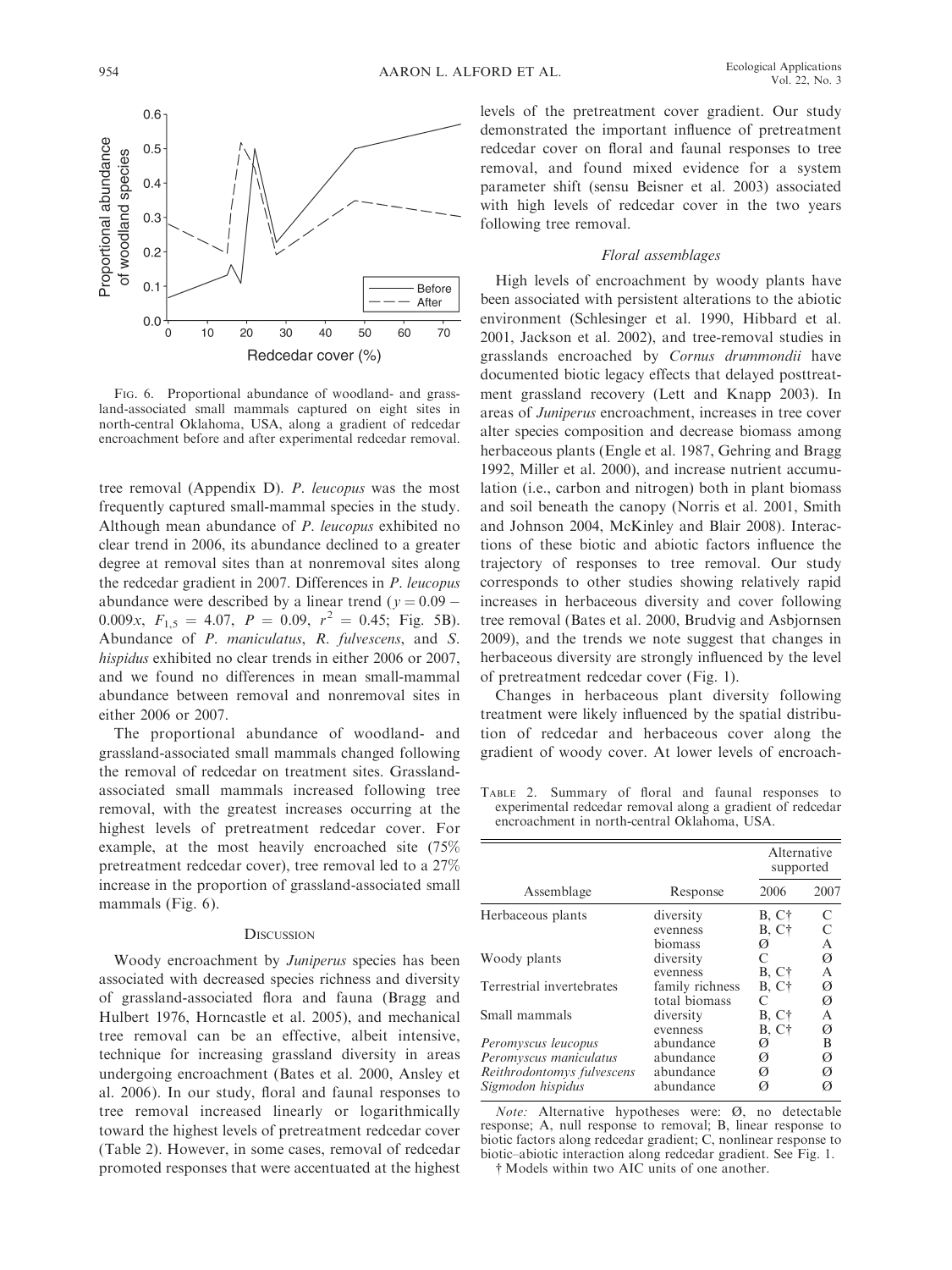FIG. 6. Proportional abundance of woodland- and grassland-associated small mammals captured on eight sites in north-central Oklahoma, USA, along a gradient of redcedar encroachment before and after experimental redcedar removal.

tree removal (Appendix D). *P. leucopus* was the most frequently captured small-mammal species in the study. Although mean abundance of *P. leucopus* exhibited no clear trend in 2006, its abundance declined to a greater degree at removal sites than at nonremoval sites along the redcedar gradient in 2007. Differences in *P. leucopus* abundance were described by a linear trend ($y = 0.09 - 0.009x$, $F_{1,5} = 4.07$, $P = 0.09$, $r^2 = 0.45$; Fig. 5B). Abundance of *P. maniculatus*, *R. fulvescens*, and *S. hispidus* exhibited no clear trends in either 2006 or 2007, and we found no differences in mean small-mammal abundance between removal and nonremoval sites in either 2006 or 2007.

The proportional abundance of woodland- and grassland-associated small mammals changed following the removal of redcedar on treatment sites. Grassland-associated small mammals increased following tree removal, with the greatest increases occurring at the highest levels of pretreatment redcedar cover. For example, at the most heavily encroached site (75% pretreatment redcedar cover), tree removal led to a 27% increase in the proportion of grassland-associated small mammals (Fig. 6).

## DISCUSSION

Woody encroachment by *Juniperus* species has been associated with decreased species richness and diversity of grassland-associated flora and fauna (Bragg and Hulbert 1976, Horncastle et al. 2005), and mechanical tree removal can be an effective, albeit intensive, technique for increasing grassland diversity in areas undergoing encroachment (Bates et al. 2000, Ansley et al. 2006). In our study, floral and faunal responses to tree removal increased linearly or logarithmically toward the highest levels of pretreatment redcedar cover (Table 2). However, in some cases, removal of redcedar promoted responses that were accentuated at the highest levels of the pretreatment cover gradient. Our study demonstrated the important influence of pretreatment redcedar cover on floral and faunal responses to tree removal, and found mixed evidence for a system parameter shift (sensu Beisner et al. 2003) associated with high levels of redcedar cover in the two years following tree removal.

### *Floral assemblages*

High levels of encroachment by woody plants have been associated with persistent alterations to the abiotic environment (Schlesinger et al. 1990, Hibbard et al. 2001, Jackson et al. 2002), and tree-removal studies in grasslands encroached by *Cornus drummondii* have documented biotic legacy effects that delayed posttreatment grassland recovery (Lett and Knapp 2003). In areas of *Juniperus* encroachment, increases in tree cover alter species composition and decrease biomass among herbaceous plants (Engle et al. 1987, Gehring and Bragg 1992, Miller et al. 2000), and increase nutrient accumulation (i.e., carbon and nitrogen) both in plant biomass and soil beneath the canopy (Norris et al. 2001, Smith and Johnson 2004, McKinley and Blair 2008). Interactions of these biotic and abiotic factors influence the trajectory of responses to tree removal. Our study corresponds to other studies showing relatively rapid increases in herbaceous diversity and cover following tree removal (Bates et al. 2000, Brudvig and Asbjornsen 2009), and the trends we note suggest that changes in herbaceous diversity are strongly influenced by the level of pretreatment redcedar cover (Fig. 1).

Changes in herbaceous plant diversity following treatment were likely influenced by the spatial distribution of redcedar and herbaceous cover along the gradient of woody cover. At lower levels of encroach-

TABLE 2. Summary of floral and faunal responses to experimental redcedar removal along a gradient of redcedar encroachment in north-central Oklahoma, USA.

| Assemblage | Response | Alternative supported | |
|---|---|---|---|
| | | 2006 | 2007 |
| Herbaceous plants | diversity | B, C† | C |
| | evenness | B, C† | C |
| | biomass | Ø | A |
| Woody plants | diversity | C | Ø |
| | evenness | B, C† | A |
| Terrestrial invertebrates | family richness | B, C† | Ø |
| | total biomass | C | Ø |
| Small mammals | diversity | B, C† | A |
| | evenness | B, C† | Ø |
| *Peromyscus leucopus* | abundance | Ø | B |
| *Peromyscus maniculatus* | abundance | Ø | Ø |
| *Reithrodontomys fulvescens* | abundance | Ø | Ø |
| *Sigmodon hispidus* | abundance | Ø | Ø |

*Note:* Alternative hypotheses were: Ø, no detectable response; A, null response to removal; B, linear response to biotic factors along redcedar gradient; C, nonlinear response to biotic–abiotic interaction along redcedar gradient. See Fig. 1.

† Models within two AIC units of one another.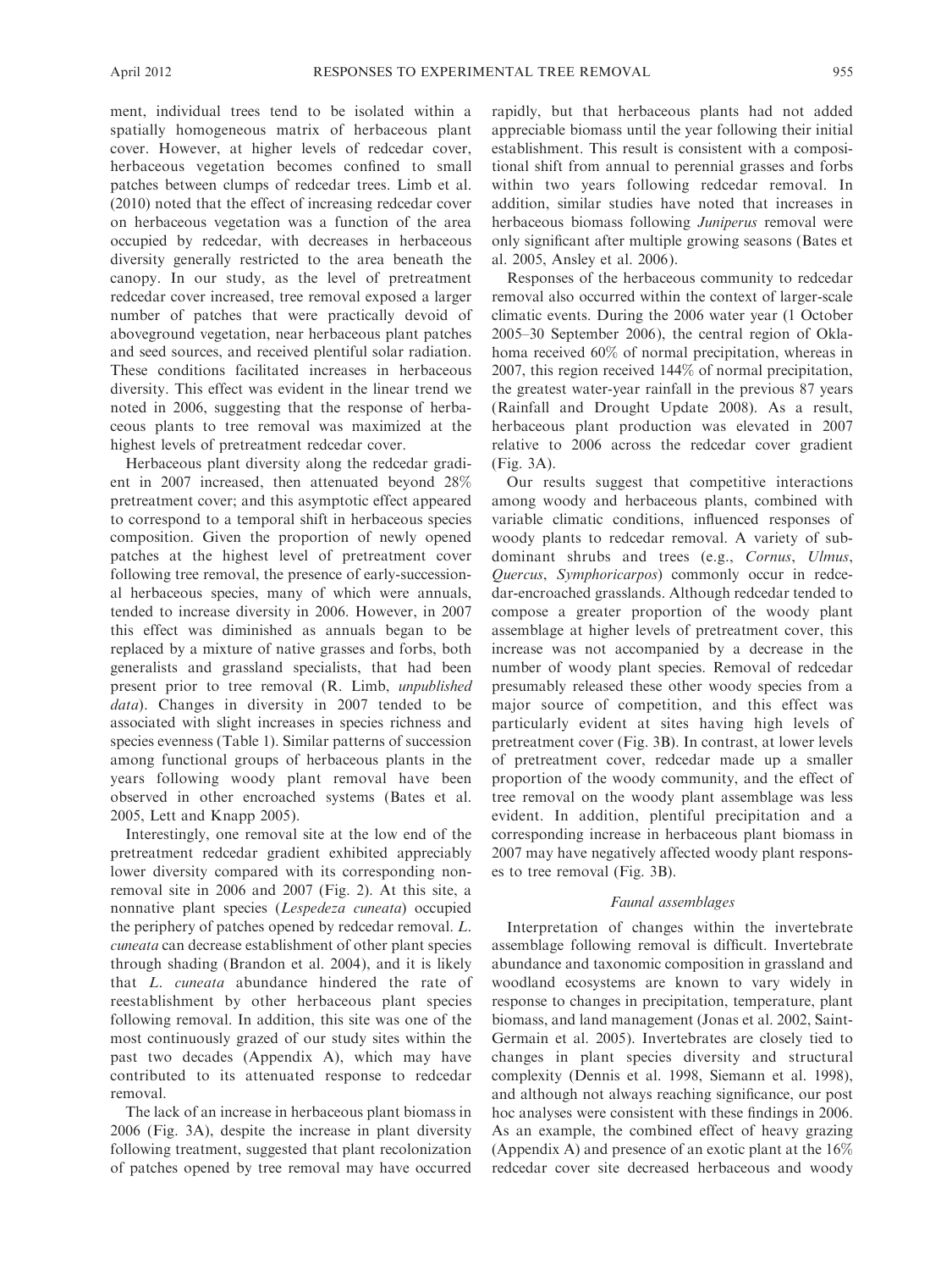ment, individual trees tend to be isolated within a spatially homogeneous matrix of herbaceous plant cover. However, at higher levels of redcedar cover, herbaceous vegetation becomes confined to small patches between clumps of redcedar trees. Limb et al. (2010) noted that the effect of increasing redcedar cover on herbaceous vegetation was a function of the area occupied by redcedar, with decreases in herbaceous diversity generally restricted to the area beneath the canopy. In our study, as the level of pretreatment redcedar cover increased, tree removal exposed a larger number of patches that were practically devoid of aboveground vegetation, near herbaceous plant patches and seed sources, and received plentiful solar radiation. These conditions facilitated increases in herbaceous diversity. This effect was evident in the linear trend we noted in 2006, suggesting that the response of herbaceous plants to tree removal was maximized at the highest levels of pretreatment redcedar cover.

Herbaceous plant diversity along the redcedar gradient in 2007 increased, then attenuated beyond 28% pretreatment cover; and this asymptotic effect appeared to correspond to a temporal shift in herbaceous species composition. Given the proportion of newly opened patches at the highest level of pretreatment cover following tree removal, the presence of early-successional herbaceous species, many of which were annuals, tended to increase diversity in 2006. However, in 2007 this effect was diminished as annuals began to be replaced by a mixture of native grasses and forbs, both generalists and grassland specialists, that had been present prior to tree removal (R. Limb, *unpublished data*). Changes in diversity in 2007 tended to be associated with slight increases in species richness and species evenness (Table 1). Similar patterns of succession among functional groups of herbaceous plants in the years following woody plant removal have been observed in other encroached systems (Bates et al. 2005, Lett and Knapp 2005).

Interestingly, one removal site at the low end of the pretreatment redcedar gradient exhibited appreciably lower diversity compared with its corresponding nonremoval site in 2006 and 2007 (Fig. 2). At this site, a nonnative plant species (*Lespedeza cuneata*) occupied the periphery of patches opened by redcedar removal. *L. cuneata* can decrease establishment of other plant species through shading (Brandon et al. 2004), and it is likely that *L. cuneata* abundance hindered the rate of reestablishment by other herbaceous plant species following removal. In addition, this site was one of the most continuously grazed of our study sites within the past two decades (Appendix A), which may have contributed to its attenuated response to redcedar removal.

The lack of an increase in herbaceous plant biomass in 2006 (Fig. 3A), despite the increase in plant diversity following treatment, suggested that plant recolonization of patches opened by tree removal may have occurred rapidly, but that herbaceous plants had not added appreciable biomass until the year following their initial establishment. This result is consistent with a compositional shift from annual to perennial grasses and forbs within two years following redcedar removal. In addition, similar studies have noted that increases in herbaceous biomass following *Juniperus* removal were only significant after multiple growing seasons (Bates et al. 2005, Ansley et al. 2006).

Responses of the herbaceous community to redcedar removal also occurred within the context of larger-scale climatic events. During the 2006 water year (1 October 2005–30 September 2006), the central region of Oklahoma received 60% of normal precipitation, whereas in 2007, this region received 144% of normal precipitation, the greatest water-year rainfall in the previous 87 years (Rainfall and Drought Update 2008). As a result, herbaceous plant production was elevated in 2007 relative to 2006 across the redcedar cover gradient (Fig. 3A).

Our results suggest that competitive interactions among woody and herbaceous plants, combined with variable climatic conditions, influenced responses of woody plants to redcedar removal. A variety of subdominant shrubs and trees (e.g., *Cornus*, *Ulmus*, *Quercus*, *Symphoricarpos*) commonly occur in redcedar-encroached grasslands. Although redcedar tended to compose a greater proportion of the woody plant assemblage at higher levels of pretreatment cover, this increase was not accompanied by a decrease in the number of woody plant species. Removal of redcedar presumably released these other woody species from a major source of competition, and this effect was particularly evident at sites having high levels of pretreatment cover (Fig. 3B). In contrast, at lower levels of pretreatment cover, redcedar made up a smaller proportion of the woody community, and the effect of tree removal on the woody plant assemblage was less evident. In addition, plentiful precipitation and a corresponding increase in herbaceous plant biomass in 2007 may have negatively affected woody plant responses to tree removal (Fig. 3B).

### *Faunal assemblages*

Interpretation of changes within the invertebrate assemblage following removal is difficult. Invertebrate abundance and taxonomic composition in grassland and woodland ecosystems are known to vary widely in response to changes in precipitation, temperature, plant biomass, and land management (Jonas et al. 2002, Saint-Germain et al. 2005). Invertebrates are closely tied to changes in plant species diversity and structural complexity (Dennis et al. 1998, Siemann et al. 1998), and although not always reaching significance, our post hoc analyses were consistent with these findings in 2006. As an example, the combined effect of heavy grazing (Appendix A) and presence of an exotic plant at the 16% redcedar cover site decreased herbaceous and woody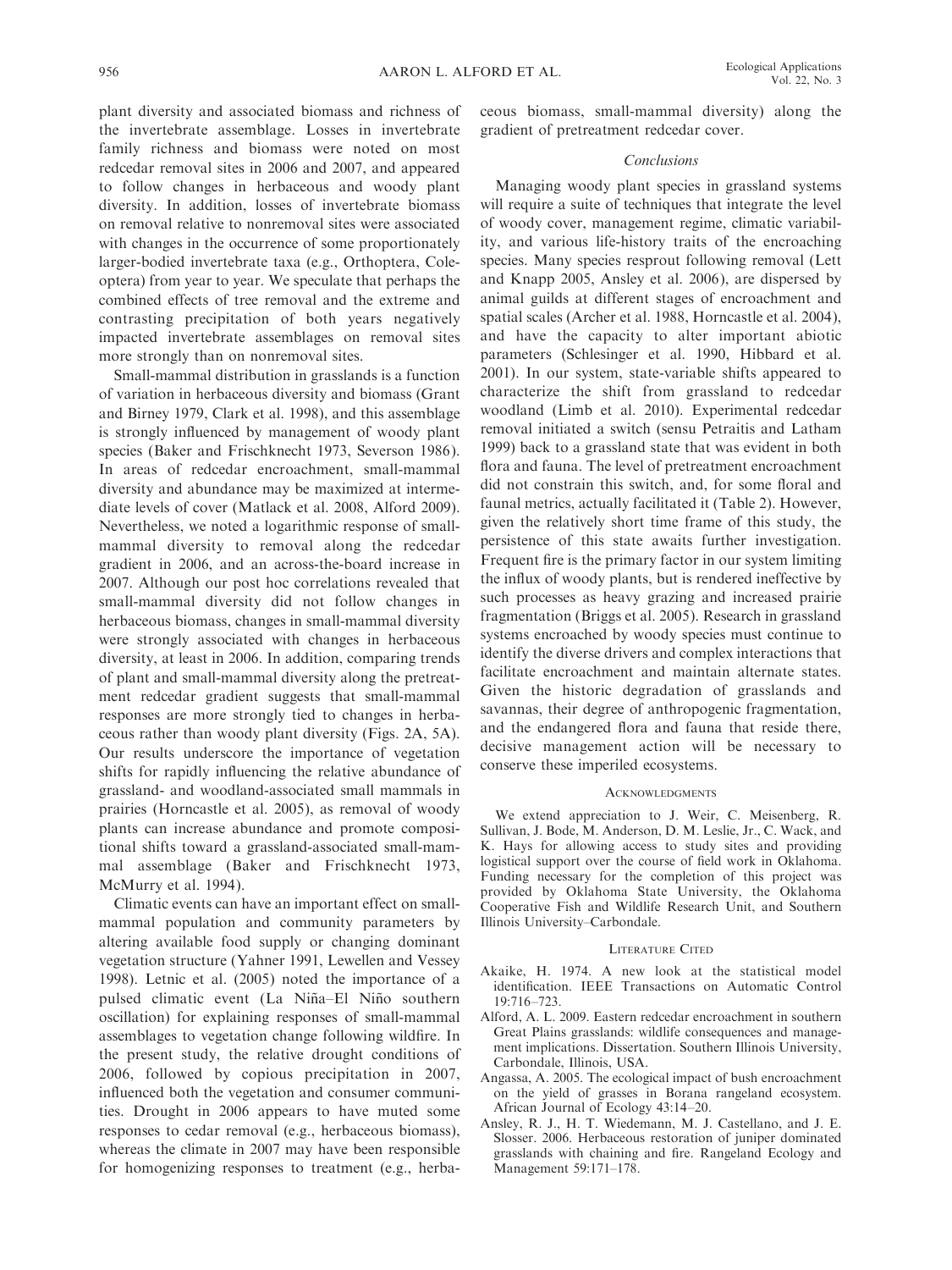plant diversity and associated biomass and richness of the invertebrate assemblage. Losses in invertebrate family richness and biomass were noted on most redcedar removal sites in 2006 and 2007, and appeared to follow changes in herbaceous and woody plant diversity. In addition, losses of invertebrate biomass on removal relative to nonremoval sites were associated with changes in the occurrence of some proportionately larger-bodied invertebrate taxa (e.g., Orthoptera, Coleoptera) from year to year. We speculate that perhaps the combined effects of tree removal and the extreme and contrasting precipitation of both years negatively impacted invertebrate assemblages on removal sites more strongly than on nonremoval sites.

Small-mammal distribution in grasslands is a function of variation in herbaceous diversity and biomass (Grant and Birney 1979, Clark et al. 1998), and this assemblage is strongly influenced by management of woody plant species (Baker and Frischknecht 1973, Severson 1986). In areas of redcedar encroachment, small-mammal diversity and abundance may be maximized at intermediate levels of cover (Matlack et al. 2008, Alford 2009). Nevertheless, we noted a logarithmic response of small-mammal diversity to removal along the redcedar gradient in 2006, and an across-the-board increase in 2007. Although our post hoc correlations revealed that small-mammal diversity did not follow changes in herbaceous biomass, changes in small-mammal diversity were strongly associated with changes in herbaceous diversity, at least in 2006. In addition, comparing trends of plant and small-mammal diversity along the pretreatment redcedar gradient suggests that small-mammal responses are more strongly tied to changes in herbaceous rather than woody plant diversity (Figs. 2A, 5A). Our results underscore the importance of vegetation shifts for rapidly influencing the relative abundance of grassland- and woodland-associated small mammals in prairies (Horncastle et al. 2005), as removal of woody plants can increase abundance and promote compositional shifts toward a grassland-associated small-mammal assemblage (Baker and Frischknecht 1973, McMurry et al. 1994).

Climatic events can have an important effect on small-mammal population and community parameters by altering available food supply or changing dominant vegetation structure (Yahner 1991, Lewellen and Vessey 1998). Letnic et al. (2005) noted the importance of a pulsed climatic event (La Niña–El Niño southern oscillation) for explaining responses of small-mammal assemblages to vegetation change following wildfire. In the present study, the relative drought conditions of 2006, followed by copious precipitation in 2007, influenced both the vegetation and consumer communities. Drought in 2006 appears to have muted some responses to cedar removal (e.g., herbaceous biomass), whereas the climate in 2007 may have been responsible for homogenizing responses to treatment (e.g., herbaceous biomass, small-mammal diversity) along the gradient of pretreatment redcedar cover.

### *Conclusions*

Managing woody plant species in grassland systems will require a suite of techniques that integrate the level of woody cover, management regime, climatic variability, and various life-history traits of the encroaching species. Many species resprout following removal (Lett and Knapp 2005, Ansley et al. 2006), are dispersed by animal guilds at different stages of encroachment and spatial scales (Archer et al. 1988, Horncastle et al. 2004), and have the capacity to alter important abiotic parameters (Schlesinger et al. 1990, Hibbard et al. 2001). In our system, state-variable shifts appeared to characterize the shift from grassland to redcedar woodland (Limb et al. 2010). Experimental redcedar removal initiated a switch (sensu Petraitis and Latham 1999) back to a grassland state that was evident in both flora and fauna. The level of pretreatment encroachment did not constrain this switch, and, for some floral and faunal metrics, actually facilitated it (Table 2). However, given the relatively short time frame of this study, the persistence of this state awaits further investigation. Frequent fire is the primary factor in our system limiting the influx of woody plants, but is rendered ineffective by such processes as heavy grazing and increased prairie fragmentation (Briggs et al. 2005). Research in grassland systems encroached by woody species must continue to identify the diverse drivers and complex interactions that facilitate encroachment and maintain alternate states. Given the historic degradation of grasslands and savannas, their degree of anthropogenic fragmentation, and the endangered flora and fauna that reside there, decisive management action will be necessary to conserve these imperiled ecosystems.

## Acknowledgments

We extend appreciation to J. Weir, C. Meisenberg, R. Sullivan, J. Bode, M. Anderson, D. M. Leslie, Jr., C. Wack, and K. Hays for allowing access to study sites and providing logistical support over the course of field work in Oklahoma. Funding necessary for the completion of this project was provided by Oklahoma State University, the Oklahoma Cooperative Fish and Wildlife Research Unit, and Southern Illinois University–Carbondale.

## Literature Cited

Akaike, H. 1974. A new look at the statistical model identification. IEEE Transactions on Automatic Control 19:716–723.

Alford, A. L. 2009. Eastern redcedar encroachment in southern Great Plains grasslands: wildlife consequences and management implications. Dissertation. Southern Illinois University, Carbondale, Illinois, USA.

Angassa, A. 2005. The ecological impact of bush encroachment on the yield of grasses in Borana rangeland ecosystem. African Journal of Ecology 43:14–20.

Ansley, R. J., H. T. Wiedemann, M. J. Castellano, and J. E. Slosser. 2006. Herbaceous restoration of juniper dominated grasslands with chaining and fire. Rangeland Ecology and Management 59:171–178.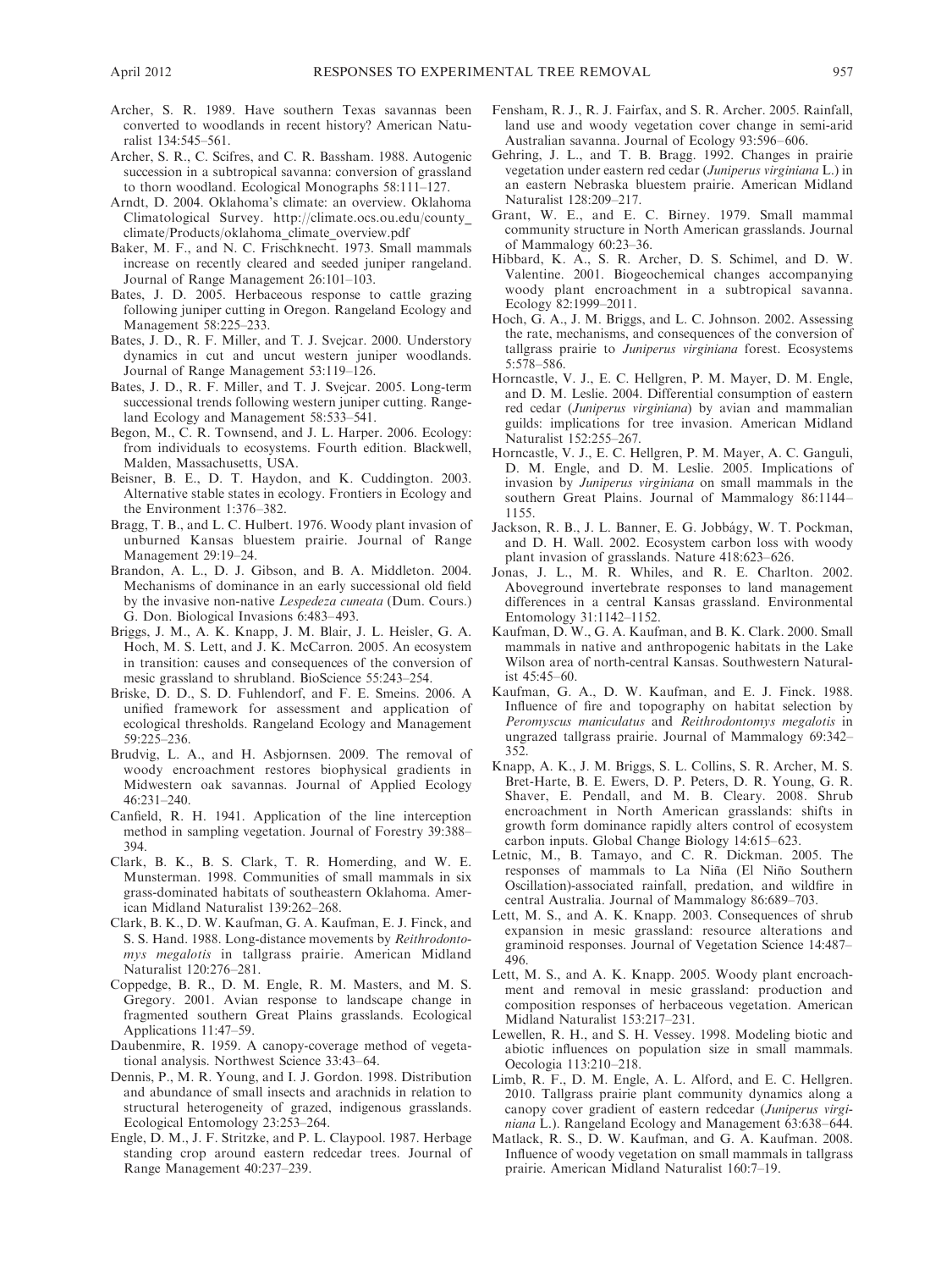Archer, S. R. 1989. Have southern Texas savannas been converted to woodlands in recent history? American Naturalist 134:545–561.

Archer, S. R., C. Scifres, and C. R. Bassham. 1988. Autogenic succession in a subtropical savanna: conversion of grassland to thorn woodland. Ecological Monographs 58:111–127.

Arndt, D. 2004. Oklahoma's climate: an overview. Oklahoma Climatological Survey. http://climate.ocs.ou.edu/county_climate/Products/oklahoma_climate_overview.pdf

Baker, M. F., and N. C. Frischknecht. 1973. Small mammals increase on recently cleared and seeded juniper rangeland. Journal of Range Management 26:101–103.

Bates, J. D. 2005. Herbaceous response to cattle grazing following juniper cutting in Oregon. Rangeland Ecology and Management 58:225–233.

Bates, J. D., R. F. Miller, and T. J. Svejcar. 2000. Understory dynamics in cut and uncut western juniper woodlands. Journal of Range Management 53:119–126.

Bates, J. D., R. F. Miller, and T. J. Svejcar. 2005. Long-term successional trends following western juniper cutting. Rangeland Ecology and Management 58:533–541.

Begon, M., C. R. Townsend, and J. L. Harper. 2006. Ecology: from individuals to ecosystems. Fourth edition. Blackwell, Malden, Massachusetts, USA.

Beisner, B. E., D. T. Haydon, and K. Cuddington. 2003. Alternative stable states in ecology. Frontiers in Ecology and the Environment 1:376–382.

Bragg, T. B., and L. C. Hulbert. 1976. Woody plant invasion of unburned Kansas bluestem prairie. Journal of Range Management 29:19–24.

Brandon, A. L., D. J. Gibson, and B. A. Middleton. 2004. Mechanisms of dominance in an early successional old field by the invasive non-native *Lespedeza cuneata* (Dum. Cours.) G. Don. Biological Invasions 6:483–493.

Briggs, J. M., A. K. Knapp, J. M. Blair, J. L. Heisler, G. A. Hoch, M. S. Lett, and J. K. McCarron. 2005. An ecosystem in transition: causes and consequences of the conversion of mesic grassland to shrubland. BioScience 55:243–254.

Briske, D. D., S. D. Fuhlendorf, and F. E. Smeins. 2006. A unified framework for assessment and application of ecological thresholds. Rangeland Ecology and Management 59:225–236.

Brudvig, L. A., and H. Asbjornsen. 2009. The removal of woody encroachment restores biophysical gradients in Midwestern oak savannas. Journal of Applied Ecology 46:231–240.

Canfield, R. H. 1941. Application of the line interception method in sampling vegetation. Journal of Forestry 39:388–394.

Clark, B. K., B. S. Clark, T. R. Homerding, and W. E. Munsterman. 1998. Communities of small mammals in six grass-dominated habitats of southeastern Oklahoma. American Midland Naturalist 139:262–268.

Clark, B. K., D. W. Kaufman, G. A. Kaufman, E. J. Finck, and S. S. Hand. 1988. Long-distance movements by *Reithrodontomys megalotis* in tallgrass prairie. American Midland Naturalist 120:276–281.

Coppedge, B. R., D. M. Engle, R. M. Masters, and M. S. Gregory. 2001. Avian response to landscape change in fragmented southern Great Plains grasslands. Ecological Applications 11:47–59.

Daubenmire, R. 1959. A canopy-coverage method of vegetational analysis. Northwest Science 33:43–64.

Dennis, P., M. R. Young, and I. J. Gordon. 1998. Distribution and abundance of small insects and arachnids in relation to structural heterogeneity of grazed, indigenous grasslands. Ecological Entomology 23:253–264.

Engle, D. M., J. F. Stritzke, and P. L. Claypool. 1987. Herbage standing crop around eastern redcedar trees. Journal of Range Management 40:237–239.

Fensham, R. J., R. J. Fairfax, and S. R. Archer. 2005. Rainfall, land use and woody vegetation cover change in semi-arid Australian savanna. Journal of Ecology 93:596–606.

Gehring, J. L., and T. B. Bragg. 1992. Changes in prairie vegetation under eastern red cedar (*Juniperus virginiana* L.) in an eastern Nebraska bluestem prairie. American Midland Naturalist 128:209–217.

Grant, W. E., and E. C. Birney. 1979. Small mammal community structure in North American grasslands. Journal of Mammalogy 60:23–36.

Hibbard, K. A., S. R. Archer, D. S. Schimel, and D. W. Valentine. 2001. Biogeochemical changes accompanying woody plant encroachment in a subtropical savanna. Ecology 82:1999–2011.

Hoch, G. A., J. M. Briggs, and L. C. Johnson. 2002. Assessing the rate, mechanisms, and consequences of the conversion of tallgrass prairie to *Juniperus virginiana* forest. Ecosystems 5:578–586.

Horncastle, V. J., E. C. Hellgren, P. M. Mayer, D. M. Engle, and D. M. Leslie. 2004. Differential consumption of eastern red cedar (*Juniperus virginiana*) by avian and mammalian guilds: implications for tree invasion. American Midland Naturalist 152:255–267.

Horncastle, V. J., E. C. Hellgren, P. M. Mayer, A. C. Ganguli, D. M. Engle, and D. M. Leslie. 2005. Implications of invasion by *Juniperus virginiana* on small mammals in the southern Great Plains. Journal of Mammalogy 86:1144–1155.

Jackson, R. B., J. L. Banner, E. G. Jobbágy, W. T. Pockman, and D. H. Wall. 2002. Ecosystem carbon loss with woody plant invasion of grasslands. Nature 418:623–626.

Jonas, J. L., M. R. Whiles, and R. E. Charlton. 2002. Aboveground invertebrate responses to land management differences in a central Kansas grassland. Environmental Entomology 31:1142–1152.

Kaufman, D. W., G. A. Kaufman, and B. K. Clark. 2000. Small mammals in native and anthropogenic habitats in the Lake Wilson area of north-central Kansas. Southwestern Naturalist 45:45–60.

Kaufman, G. A., D. W. Kaufman, and E. J. Finck. 1988. Influence of fire and topography on habitat selection by *Peromyscus maniculatus* and *Reithrodontomys megalotis* in ungrazed tallgrass prairie. Journal of Mammalogy 69:342–352.

Knapp, A. K., J. M. Briggs, S. L. Collins, S. R. Archer, M. S. Bret-Harte, B. E. Ewers, D. P. Peters, D. R. Young, G. R. Shaver, E. Pendall, and M. B. Cleary. 2008. Shrub encroachment in North American grasslands: shifts in growth form dominance rapidly alters control of ecosystem carbon inputs. Global Change Biology 14:615–623.

Letnic, M., B. Tamayo, and C. R. Dickman. 2005. The responses of mammals to La Niña (El Niño Southern Oscillation)-associated rainfall, predation, and wildfire in central Australia. Journal of Mammalogy 86:689–703.

Lett, M. S., and A. K. Knapp. 2003. Consequences of shrub expansion in mesic grassland: resource alterations and graminoid responses. Journal of Vegetation Science 14:487–496.

Lett, M. S., and A. K. Knapp. 2005. Woody plant encroachment and removal in mesic grassland: production and composition responses of herbaceous vegetation. American Midland Naturalist 153:217–231.

Lewellen, R. H., and S. H. Vessey. 1998. Modeling biotic and abiotic influences on population size in small mammals. Oecologia 113:210–218.

Limb, R. F., D. M. Engle, A. L. Alford, and E. C. Hellgren. 2010. Tallgrass prairie plant community dynamics along a canopy cover gradient of eastern redcedar (*Juniperus virginiana* L.). Rangeland Ecology and Management 63:638–644.

Matlack, R. S., D. W. Kaufman, and G. A. Kaufman. 2008. Influence of woody vegetation on small mammals in tallgrass prairie. American Midland Naturalist 160:7–19.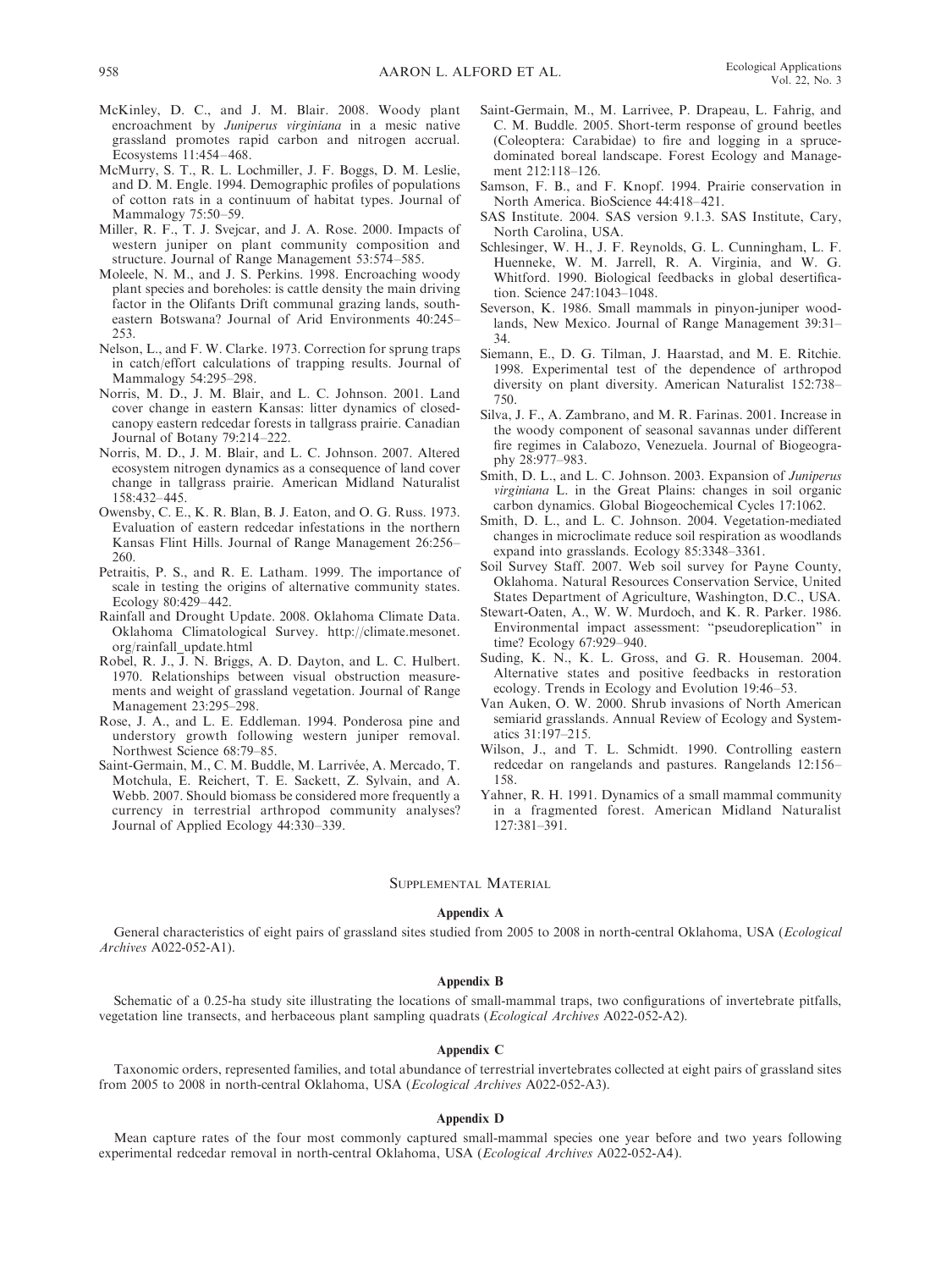McKinley, D. C., and J. M. Blair. 2008. Woody plant encroachment by *Juniperus virginiana* in a mesic native grassland promotes rapid carbon and nitrogen accrual. Ecosystems 11:454–468.

McMurry, S. T., R. L. Lochmiller, J. F. Boggs, D. M. Leslie, and D. M. Engle. 1994. Demographic profiles of populations of cotton rats in a continuum of habitat types. Journal of Mammalogy 75:50–59.

Miller, R. F., T. J. Svejcar, and J. A. Rose. 2000. Impacts of western juniper on plant community composition and structure. Journal of Range Management 53:574–585.

Moleele, N. M., and J. S. Perkins. 1998. Encroaching woody plant species and boreholes: is cattle density the main driving factor in the Olifants Drift communal grazing lands, south-eastern Botswana? Journal of Arid Environments 40:245–253.

Nelson, L., and F. W. Clarke. 1973. Correction for sprung traps in catch/effort calculations of trapping results. Journal of Mammalogy 54:295–298.

Norris, M. D., J. M. Blair, and L. C. Johnson. 2001. Land cover change in eastern Kansas: litter dynamics of closed-canopy eastern redcedar forests in tallgrass prairie. Canadian Journal of Botany 79:214–222.

Norris, M. D., J. M. Blair, and L. C. Johnson. 2007. Altered ecosystem nitrogen dynamics as a consequence of land cover change in tallgrass prairie. American Midland Naturalist 158:432–445.

Owensby, C. E., K. R. Blan, B. J. Eaton, and O. G. Russ. 1973. Evaluation of eastern redcedar infestations in the northern Kansas Flint Hills. Journal of Range Management 26:256–260.

Petraitis, P. S., and R. E. Latham. 1999. The importance of scale in testing the origins of alternative community states. Ecology 80:429–442.

Rainfall and Drought Update. 2008. Oklahoma Climate Data. Oklahoma Climatological Survey. http://climate.mesonet.org/rainfall_update.html

Robel, R. J., J. N. Briggs, A. D. Dayton, and L. C. Hulbert. 1970. Relationships between visual obstruction measurements and weight of grassland vegetation. Journal of Range Management 23:295–298.

Rose, J. A., and L. E. Eddleman. 1994. Ponderosa pine and understory growth following western juniper removal. Northwest Science 68:79–85.

Saint-Germain, M., C. M. Buddle, M. Larrivée, A. Mercado, T. Motchula, E. Reichert, T. E. Sackett, Z. Sylvain, and A. Webb. 2007. Should biomass be considered more frequently a currency in terrestrial arthropod community analyses? Journal of Applied Ecology 44:330–339.

Saint-Germain, M., M. Larrivee, P. Drapeau, L. Fahrig, and C. M. Buddle. 2005. Short-term response of ground beetles (Coleoptera: Carabidae) to fire and logging in a spruce-dominated boreal landscape. Forest Ecology and Management 212:118–126.

Samson, F. B., and F. Knopf. 1994. Prairie conservation in North America. BioScience 44:418–421.

SAS Institute. 2004. SAS version 9.1.3. SAS Institute, Cary, North Carolina, USA.

Schlesinger, W. H., J. F. Reynolds, G. L. Cunningham, L. F. Huenneke, W. M. Jarrell, R. A. Virginia, and W. G. Whitford. 1990. Biological feedbacks in global desertification. Science 247:1043–1048.

Severson, K. 1986. Small mammals in pinyon-juniper woodlands, New Mexico. Journal of Range Management 39:31–34.

Siemann, E., D. G. Tilman, J. Haarstad, and M. E. Ritchie. 1998. Experimental test of the dependence of arthropod diversity on plant diversity. American Naturalist 152:738–750.

Silva, J. F., A. Zambrano, and M. R. Farinas. 2001. Increase in the woody component of seasonal savannas under different fire regimes in Calabozo, Venezuela. Journal of Biogeography 28:977–983.

Smith, D. L., and L. C. Johnson. 2003. Expansion of *Juniperus virginiana* L. in the Great Plains: changes in soil organic carbon dynamics. Global Biogeochemical Cycles 17:1062.

Smith, D. L., and L. C. Johnson. 2004. Vegetation-mediated changes in microclimate reduce soil respiration as woodlands expand into grasslands. Ecology 85:3348–3361.

Soil Survey Staff. 2007. Web soil survey for Payne County, Oklahoma. Natural Resources Conservation Service, United States Department of Agriculture, Washington, D.C., USA.

Stewart-Oaten, A., W. W. Murdoch, and K. R. Parker. 1986. Environmental impact assessment: "pseudoreplication" in time? Ecology 67:929–940.

Suding, K. N., K. L. Gross, and G. R. Houseman. 2004. Alternative states and positive feedbacks in restoration ecology. Trends in Ecology and Evolution 19:46–53.

Van Auken, O. W. 2000. Shrub invasions of North American semiarid grasslands. Annual Review of Ecology and Systematics 31:197–215.

Wilson, J., and T. L. Schmidt. 1990. Controlling eastern redcedar on rangelands and pastures. Rangelands 12:156–158.

Yahner, R. H. 1991. Dynamics of a small mammal community in a fragmented forest. American Midland Naturalist 127:381–391.

## Supplemental Material

### Appendix A

General characteristics of eight pairs of grassland sites studied from 2005 to 2008 in north-central Oklahoma, USA (*Ecological Archives* A022-052-A1).

### Appendix B

Schematic of a 0.25-ha study site illustrating the locations of small-mammal traps, two configurations of invertebrate pitfalls, vegetation line transects, and herbaceous plant sampling quadrats (*Ecological Archives* A022-052-A2).

### Appendix C

Taxonomic orders, represented families, and total abundance of terrestrial invertebrates collected at eight pairs of grassland sites from 2005 to 2008 in north-central Oklahoma, USA (*Ecological Archives* A022-052-A3).

### Appendix D

Mean capture rates of the four most commonly captured small-mammal species one year before and two years following experimental redcedar removal in north-central Oklahoma, USA (*Ecological Archives* A022-052-A4).